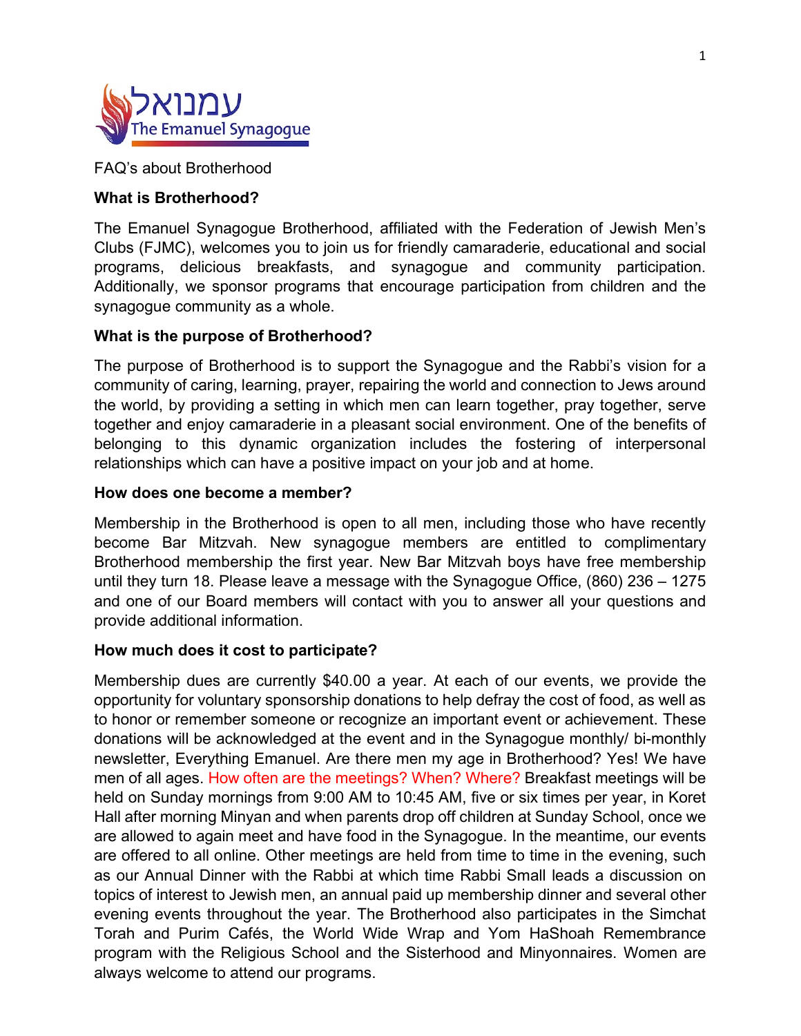עמנואל
The Emanuel Synagogue

FAQ's about Brotherhood

**What is Brotherhood?**

The Emanuel Synagogue Brotherhood, affiliated with the Federation of Jewish Men's Clubs (FJMC), welcomes you to join us for friendly camaraderie, educational and social programs, delicious breakfasts, and synagogue and community participation. Additionally, we sponsor programs that encourage participation from children and the synagogue community as a whole.

**What is the purpose of Brotherhood?**

The purpose of Brotherhood is to support the Synagogue and the Rabbi's vision for a community of caring, learning, prayer, repairing the world and connection to Jews around the world, by providing a setting in which men can learn together, pray together, serve together and enjoy camaraderie in a pleasant social environment. One of the benefits of belonging to this dynamic organization includes the fostering of interpersonal relationships which can have a positive impact on your job and at home.

**How does one become a member?**

Membership in the Brotherhood is open to all men, including those who have recently become Bar Mitzvah. New synagogue members are entitled to complimentary Brotherhood membership the first year. New Bar Mitzvah boys have free membership until they turn 18. Please leave a message with the Synagogue Office, (860) 236 – 1275 and one of our Board members will contact with you to answer all your questions and provide additional information.

**How much does it cost to participate?**

Membership dues are currently $40.00 a year. At each of our events, we provide the opportunity for voluntary sponsorship donations to help defray the cost of food, as well as to honor or remember someone or recognize an important event or achievement. These donations will be acknowledged at the event and in the Synagogue monthly/ bi-monthly newsletter, Everything Emanuel. Are there men my age in Brotherhood? Yes! We have men of all ages. How often are the meetings? When? Where? Breakfast meetings will be held on Sunday mornings from 9:00 AM to 10:45 AM, five or six times per year, in Koret Hall after morning Minyan and when parents drop off children at Sunday School, once we are allowed to again meet and have food in the Synagogue. In the meantime, our events are offered to all online. Other meetings are held from time to time in the evening, such as our Annual Dinner with the Rabbi at which time Rabbi Small leads a discussion on topics of interest to Jewish men, an annual paid up membership dinner and several other evening events throughout the year. The Brotherhood also participates in the Simchat Torah and Purim Cafés, the World Wide Wrap and Yom HaShoah Remembrance program with the Religious School and the Sisterhood and Minyonnaires. Women are always welcome to attend our programs.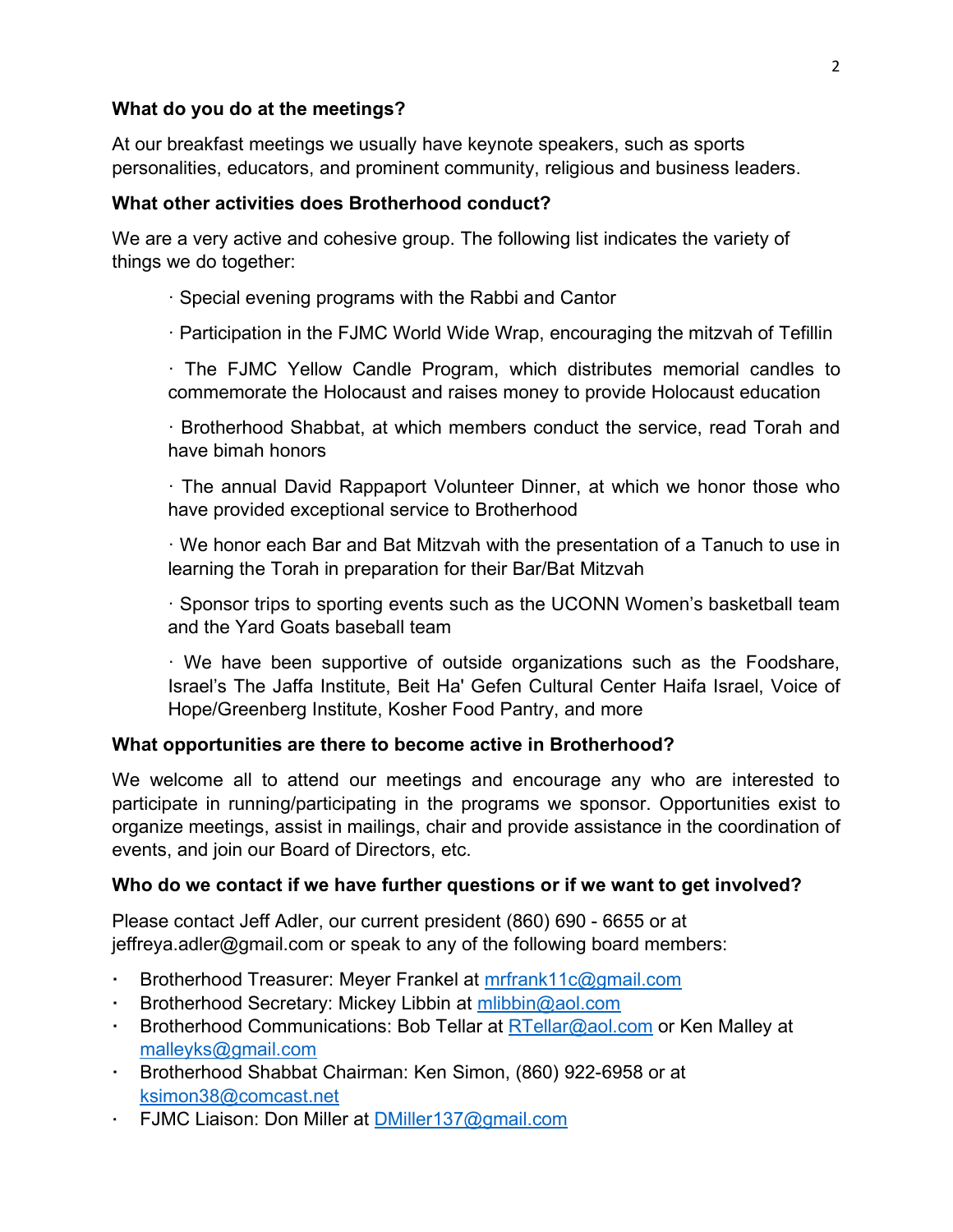**What do you do at the meetings?**

At our breakfast meetings we usually have keynote speakers, such as sports personalities, educators, and prominent community, religious and business leaders.

**What other activities does Brotherhood conduct?**

We are a very active and cohesive group. The following list indicates the variety of things we do together:

- Special evening programs with the Rabbi and Cantor
- Participation in the FJMC World Wide Wrap, encouraging the mitzvah of Tefillin
- The FJMC Yellow Candle Program, which distributes memorial candles to commemorate the Holocaust and raises money to provide Holocaust education
- Brotherhood Shabbat, at which members conduct the service, read Torah and have bimah honors
- The annual David Rappaport Volunteer Dinner, at which we honor those who have provided exceptional service to Brotherhood
- We honor each Bar and Bat Mitzvah with the presentation of a Tanuch to use in learning the Torah in preparation for their Bar/Bat Mitzvah
- Sponsor trips to sporting events such as the UCONN Women's basketball team and the Yard Goats baseball team
- We have been supportive of outside organizations such as the Foodshare, Israel's The Jaffa Institute, Beit Ha' Gefen Cultural Center Haifa Israel, Voice of Hope/Greenberg Institute, Kosher Food Pantry, and more

**What opportunities are there to become active in Brotherhood?**

We welcome all to attend our meetings and encourage any who are interested to participate in running/participating in the programs we sponsor. Opportunities exist to organize meetings, assist in mailings, chair and provide assistance in the coordination of events, and join our Board of Directors, etc.

**Who do we contact if we have further questions or if we want to get involved?**

Please contact Jeff Adler, our current president (860) 690 - 6655 or at jeffreya.adler@gmail.com or speak to any of the following board members:

- Brotherhood Treasurer: Meyer Frankel at mrfrank11c@gmail.com
- Brotherhood Secretary: Mickey Libbin at mlibbin@aol.com
- Brotherhood Communications: Bob Tellar at RTellar@aol.com or Ken Malley at malleyks@gmail.com
- Brotherhood Shabbat Chairman: Ken Simon, (860) 922-6958 or at ksimon38@comcast.net
- FJMC Liaison: Don Miller at DMiller137@gmail.com